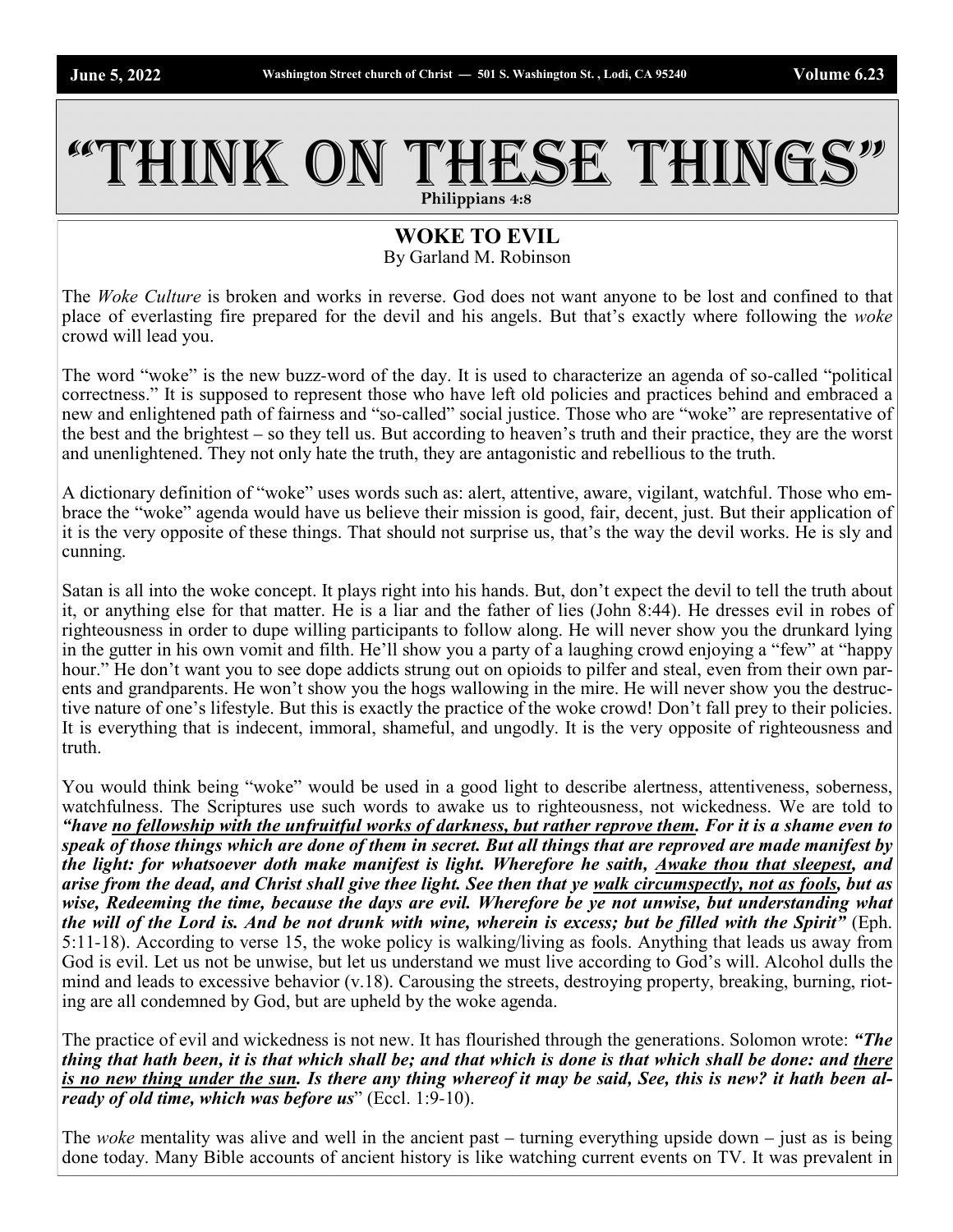# "Think On These Things"

**Philippians 4:8**

## WOKE TO EVIL

By Garland M. Robinson

The *Woke Culture* is broken and works in reverse. God does not want anyone to be lost and confined to that place of everlasting fire prepared for the devil and his angels. But that's exactly where following the *woke* crowd will lead you.

The word "woke" is the new buzz-word of the day. It is used to characterize an agenda of so-called "political correctness." It is supposed to represent those who have left old policies and practices behind and embraced a new and enlightened path of fairness and "so-called" social justice. Those who are "woke" are representative of the best and the brightest – so they tell us. But according to heaven's truth and their practice, they are the worst and unenlightened. They not only hate the truth, they are antagonistic and rebellious to the truth.

A dictionary definition of "woke" uses words such as: alert, attentive, aware, vigilant, watchful. Those who embrace the "woke" agenda would have us believe their mission is good, fair, decent, just. But their application of it is the very opposite of these things. That should not surprise us, that's the way the devil works. He is sly and cunning.

Satan is all into the woke concept. It plays right into his hands. But, don't expect the devil to tell the truth about it, or anything else for that matter. He is a liar and the father of lies (John 8:44). He dresses evil in robes of righteousness in order to dupe willing participants to follow along. He will never show you the drunkard lying in the gutter in his own vomit and filth. He'll show you a party of a laughing crowd enjoying a "few" at "happy hour." He don't want you to see dope addicts strung out on opioids to pilfer and steal, even from their own parents and grandparents. He won't show you the hogs wallowing in the mire. He will never show you the destructive nature of one's lifestyle. But this is exactly the practice of the woke crowd! Don't fall prey to their policies. It is everything that is indecent, immoral, shameful, and ungodly. It is the very opposite of righteousness and truth.

You would think being "woke" would be used in a good light to describe alertness, attentiveness, soberness, watchfulness. The Scriptures use such words to awake us to righteousness, not wickedness. We are told to ***"have <u>no fellowship with the unfruitful works of darkness, but rather reprove them</u>. For it is a shame even to speak of those things which are done of them in secret. But all things that are reproved are made manifest by the light: for whatsoever doth make manifest is light. Wherefore he saith, <u>Awake thou that sleepest</u>, and arise from the dead, and Christ shall give thee light. See then that ye <u>walk circumspectly, not as fools</u>, but as wise, Redeeming the time, because the days are evil. Wherefore be ye not unwise, but understanding what the will of the Lord is. And be not drunk with wine, wherein is excess; but be filled with the Spirit"*** (Eph. 5:11-18). According to verse 15, the woke policy is walking/living as fools. Anything that leads us away from God is evil. Let us not be unwise, but let us understand we must live according to God's will. Alcohol dulls the mind and leads to excessive behavior (v.18). Carousing the streets, destroying property, breaking, burning, rioting are all condemned by God, but are upheld by the woke agenda.

The practice of evil and wickedness is not new. It has flourished through the generations. Solomon wrote: ***"The thing that hath been, it is that which shall be; and that which is done is that which shall be done: and <u>there is no new thing under the sun</u>. Is there any thing whereof it may be said, See, this is new? it hath been already of old time, which was before us***" (Eccl. 1:9-10).

The *woke* mentality was alive and well in the ancient past – turning everything upside down – just as is being done today. Many Bible accounts of ancient history is like watching current events on TV. It was prevalent in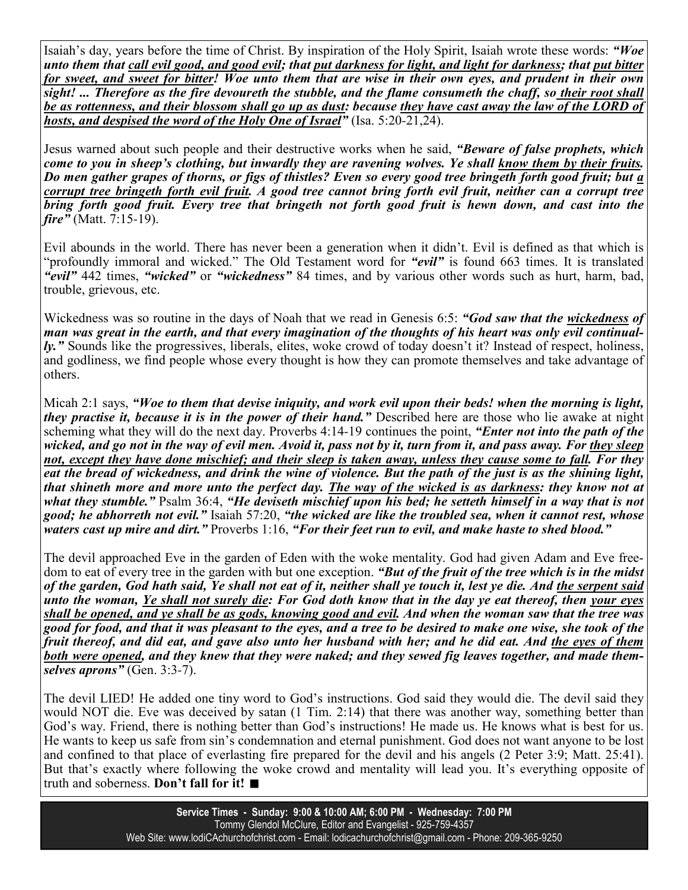Isaiah's day, years before the time of Christ. By inspiration of the Holy Spirit, Isaiah wrote these words: ***"Woe unto them that call evil good, and good evil; that put darkness for light, and light for darkness; that put bitter for sweet, and sweet for bitter! Woe unto them that are wise in their own eyes, and prudent in their own sight! ... Therefore as the fire devoureth the stubble, and the flame consumeth the chaff, so their root shall be as rottenness, and their blossom shall go up as dust: because they have cast away the law of the LORD of hosts, and despised the word of the Holy One of Israel"*** (Isa. 5:20-21,24).

Jesus warned about such people and their destructive works when he said, ***"Beware of false prophets, which come to you in sheep's clothing, but inwardly they are ravening wolves. Ye shall know them by their fruits. Do men gather grapes of thorns, or figs of thistles? Even so every good tree bringeth forth good fruit; but a corrupt tree bringeth forth evil fruit. A good tree cannot bring forth evil fruit, neither can a corrupt tree bring forth good fruit. Every tree that bringeth not forth good fruit is hewn down, and cast into the fire"*** (Matt. 7:15-19).

Evil abounds in the world. There has never been a generation when it didn't. Evil is defined as that which is "profoundly immoral and wicked." The Old Testament word for ***"evil"*** is found 663 times. It is translated ***"evil"*** 442 times, ***"wicked"*** or ***"wickedness"*** 84 times, and by various other words such as hurt, harm, bad, trouble, grievous, etc.

Wickedness was so routine in the days of Noah that we read in Genesis 6:5: ***"God saw that the wickedness of man was great in the earth, and that every imagination of the thoughts of his heart was only evil continually."*** Sounds like the progressives, liberals, elites, woke crowd of today doesn't it? Instead of respect, holiness, and godliness, we find people whose every thought is how they can promote themselves and take advantage of others.

Micah 2:1 says, ***"Woe to them that devise iniquity, and work evil upon their beds! when the morning is light, they practise it, because it is in the power of their hand."*** Described here are those who lie awake at night scheming what they will do the next day. Proverbs 4:14-19 continues the point, ***"Enter not into the path of the wicked, and go not in the way of evil men. Avoid it, pass not by it, turn from it, and pass away. For they sleep not, except they have done mischief; and their sleep is taken away, unless they cause some to fall. For they eat the bread of wickedness, and drink the wine of violence. But the path of the just is as the shining light, that shineth more and more unto the perfect day. The way of the wicked is as darkness: they know not at what they stumble."*** Psalm 36:4, ***"He deviseth mischief upon his bed; he setteth himself in a way that is not good; he abhorreth not evil."*** Isaiah 57:20, ***"the wicked are like the troubled sea, when it cannot rest, whose waters cast up mire and dirt."*** Proverbs 1:16, ***"For their feet run to evil, and make haste to shed blood."***

The devil approached Eve in the garden of Eden with the woke mentality. God had given Adam and Eve freedom to eat of every tree in the garden with but one exception. ***"But of the fruit of the tree which is in the midst of the garden, God hath said, Ye shall not eat of it, neither shall ye touch it, lest ye die. And the serpent said unto the woman, Ye shall not surely die: For God doth know that in the day ye eat thereof, then your eyes shall be opened, and ye shall be as gods, knowing good and evil. And when the woman saw that the tree was good for food, and that it was pleasant to the eyes, and a tree to be desired to make one wise, she took of the fruit thereof, and did eat, and gave also unto her husband with her; and he did eat. And the eyes of them both were opened, and they knew that they were naked; and they sewed fig leaves together, and made themselves aprons"*** (Gen. 3:3-7).

The devil LIED! He added one tiny word to God's instructions. God said they would die. The devil said they would NOT die. Eve was deceived by satan (1 Tim. 2:14) that there was another way, something better than God's way. Friend, there is nothing better than God's instructions! He made us. He knows what is best for us. He wants to keep us safe from sin's condemnation and eternal punishment. God does not want anyone to be lost and confined to that place of everlasting fire prepared for the devil and his angels (2 Peter 3:9; Matt. 25:41). But that's exactly where following the woke crowd and mentality will lead you. It's everything opposite of truth and soberness. **Don't fall for it!** ■

**Service Times - Sunday: 9:00 & 10:00 AM; 6:00 PM - Wednesday: 7:00 PM**
Tommy Glendol McClure, Editor and Evangelist - 925-759-4357
Web Site: www.lodiCAchurchofchrist.com - Email: lodicachurchofchrist@gmail.com - Phone: 209-365-9250